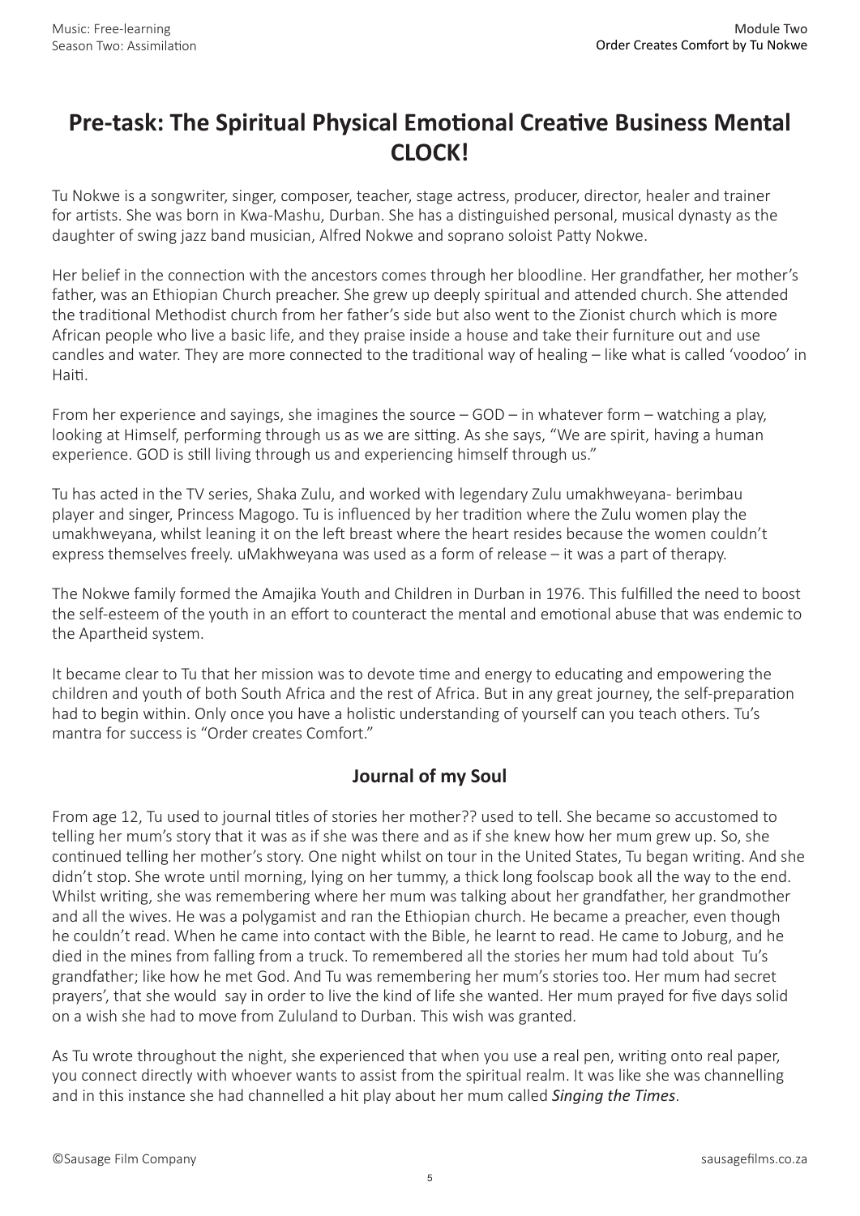# Pre-task: The Spiritual Physical Emotional Creative Business Mental CLOCK!

Tu Nokwe is a songwriter, singer, composer, teacher, stage actress, producer, director, healer and trainer for artists. She was born in Kwa-Mashu, Durban. She has a distinguished personal, musical dynasty as the daughter of swing jazz band musician, Alfred Nokwe and soprano soloist Patty Nokwe.

Her belief in the connection with the ancestors comes through her bloodline. Her grandfather, her mother's father, was an Ethiopian Church preacher. She grew up deeply spiritual and attended church. She attended the traditional Methodist church from her father's side but also went to the Zionist church which is more African people who live a basic life, and they praise inside a house and take their furniture out and use candles and water. They are more connected to the traditional way of healing – like what is called 'voodoo' in Haiti.

From her experience and sayings, she imagines the source – GOD – in whatever form – watching a play, looking at Himself, performing through us as we are sitting. As she says, "We are spirit, having a human experience. GOD is still living through us and experiencing himself through us."

Tu has acted in the TV series, Shaka Zulu, and worked with legendary Zulu umakhweyana- berimbau player and singer, Princess Magogo. Tu is influenced by her tradition where the Zulu women play the umakhweyana, whilst leaning it on the left breast where the heart resides because the women couldn't express themselves freely. uMakhweyana was used as a form of release – it was a part of therapy.

The Nokwe family formed the Amajika Youth and Children in Durban in 1976. This fulfilled the need to boost the self-esteem of the youth in an effort to counteract the mental and emotional abuse that was endemic to the Apartheid system.

It became clear to Tu that her mission was to devote time and energy to educating and empowering the children and youth of both South Africa and the rest of Africa. But in any great journey, the self-preparation had to begin within. Only once you have a holistic understanding of yourself can you teach others. Tu's mantra for success is "Order creates Comfort."

## Journal of my Soul

From age 12, Tu used to journal titles of stories her mother?? used to tell. She became so accustomed to telling her mum's story that it was as if she was there and as if she knew how her mum grew up. So, she continued telling her mother's story. One night whilst on tour in the United States, Tu began writing. And she didn't stop. She wrote until morning, lying on her tummy, a thick long foolscap book all the way to the end. Whilst writing, she was remembering where her mum was talking about her grandfather, her grandmother and all the wives. He was a polygamist and ran the Ethiopian church. He became a preacher, even though he couldn't read. When he came into contact with the Bible, he learnt to read. He came to Joburg, and he died in the mines from falling from a truck. To remembered all the stories her mum had told about Tu's grandfather; like how he met God. And Tu was remembering her mum's stories too. Her mum had secret prayers', that she would say in order to live the kind of life she wanted. Her mum prayed for five days solid on a wish she had to move from Zululand to Durban. This wish was granted.

As Tu wrote throughout the night, she experienced that when you use a real pen, writing onto real paper, you connect directly with whoever wants to assist from the spiritual realm. It was like she was channelling and in this instance she had channelled a hit play about her mum called ***Singing the Times***.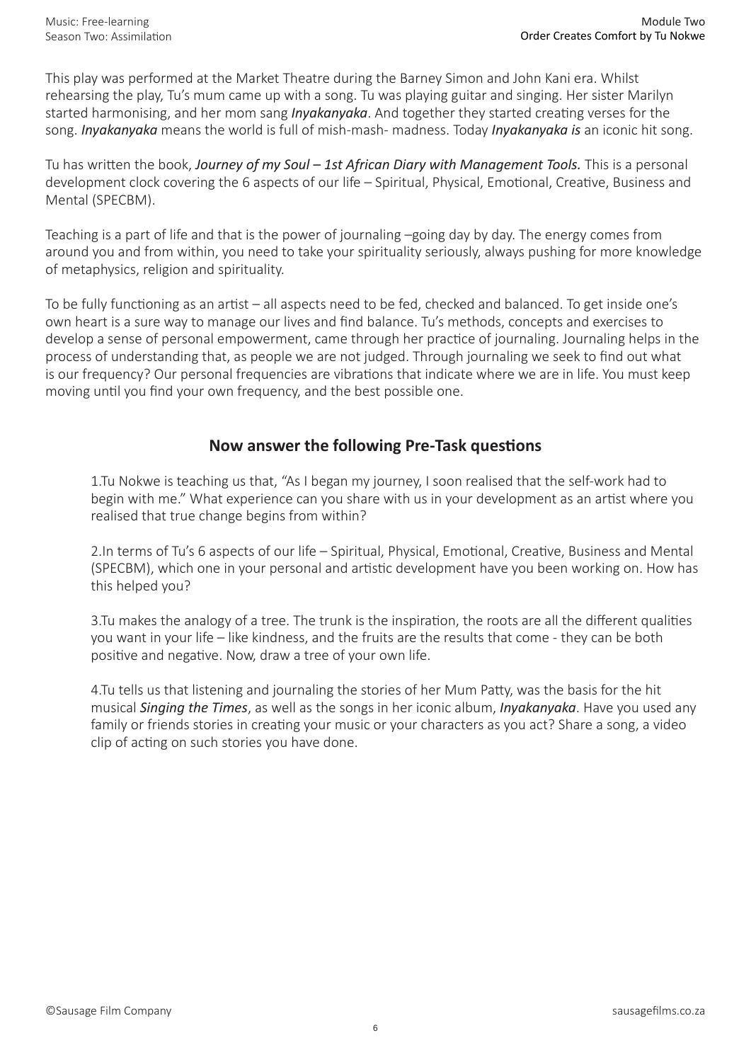This play was performed at the Market Theatre during the Barney Simon and John Kani era. Whilst rehearsing the play, Tu's mum came up with a song. Tu was playing guitar and singing. Her sister Marilyn started harmonising, and her mom sang ***Inyakanyaka***. And together they started creating verses for the song. ***Inyakanyaka*** means the world is full of mish-mash- madness. Today ***Inyakanyaka is*** an iconic hit song.

Tu has written the book, ***Journey of my Soul – 1st African Diary with Management Tools.*** This is a personal development clock covering the 6 aspects of our life – Spiritual, Physical, Emotional, Creative, Business and Mental (SPECBM).

Teaching is a part of life and that is the power of journaling –going day by day. The energy comes from around you and from within, you need to take your spirituality seriously, always pushing for more knowledge of metaphysics, religion and spirituality.

To be fully functioning as an artist – all aspects need to be fed, checked and balanced. To get inside one's own heart is a sure way to manage our lives and find balance. Tu's methods, concepts and exercises to develop a sense of personal empowerment, came through her practice of journaling. Journaling helps in the process of understanding that, as people we are not judged. Through journaling we seek to find out what is our frequency? Our personal frequencies are vibrations that indicate where we are in life. You must keep moving until you find your own frequency, and the best possible one.

## Now answer the following Pre-Task questions

1.Tu Nokwe is teaching us that, "As I began my journey, I soon realised that the self-work had to begin with me." What experience can you share with us in your development as an artist where you realised that true change begins from within?

2.In terms of Tu's 6 aspects of our life – Spiritual, Physical, Emotional, Creative, Business and Mental (SPECBM), which one in your personal and artistic development have you been working on. How has this helped you?

3.Tu makes the analogy of a tree. The trunk is the inspiration, the roots are all the different qualities you want in your life – like kindness, and the fruits are the results that come - they can be both positive and negative. Now, draw a tree of your own life.

4.Tu tells us that listening and journaling the stories of her Mum Patty, was the basis for the hit musical *Singing the Times*, as well as the songs in her iconic album, ***Inyakanyaka***. Have you used any family or friends stories in creating your music or your characters as you act? Share a song, a video clip of acting on such stories you have done.